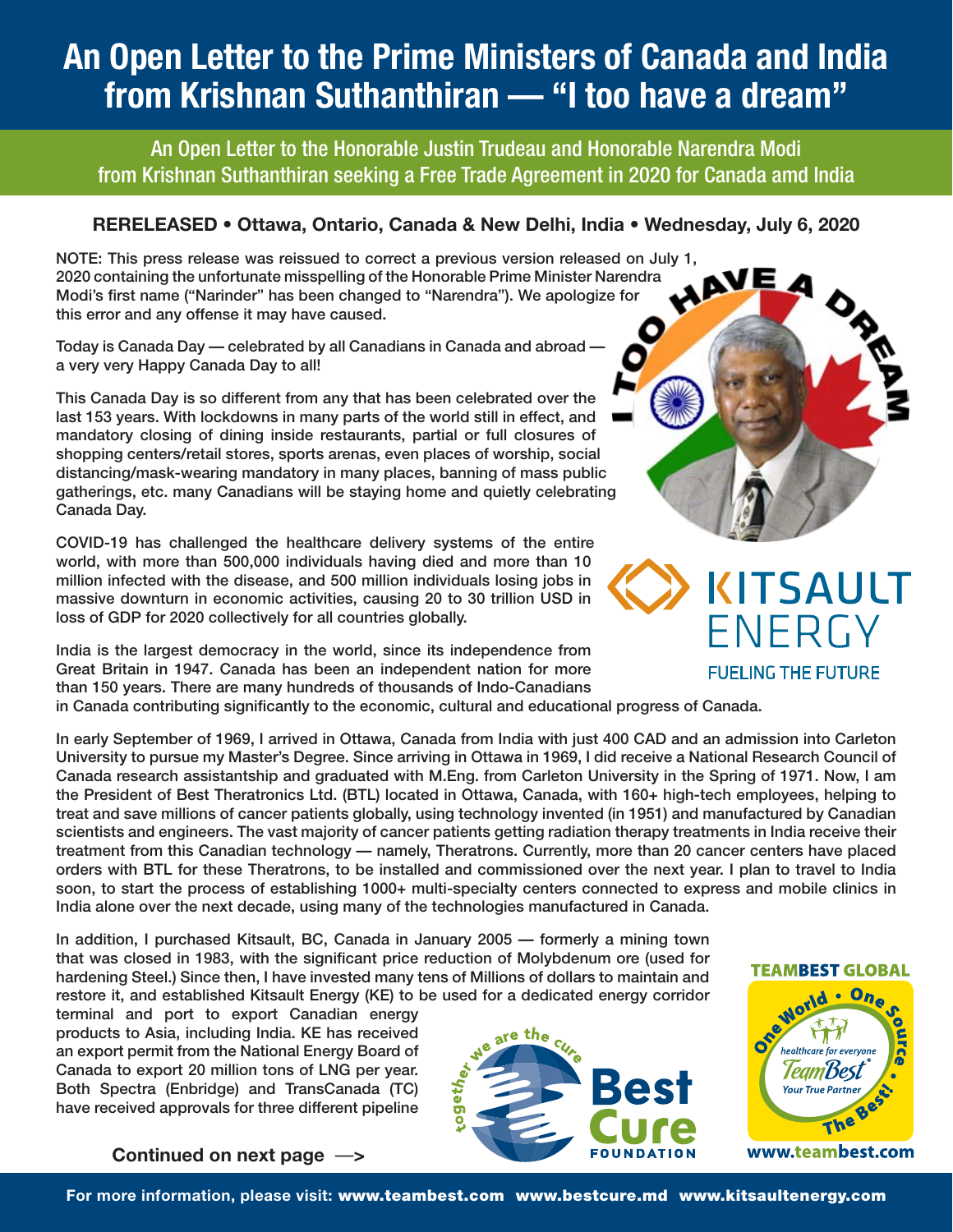# An Open Letter to the Prime Ministers of Canada and India from Krishnan Suthanthiran — "I too have a dream"

## An Open Letter to the Honorable Justin Trudeau and Honorable Narendra Modi from Krishnan Suthanthiran seeking a Free Trade Agreement in 2020 for Canada amd India

**RERELEASED • Ottawa, Ontario, Canada & New Delhi, India • Wednesday, July 6, 2020**

**NOTE: This press release was reissued to correct a previous version released on July 1, 2020 containing the unfortunate misspelling of the Honorable Prime Minister Narendra Modi's first name ("Narinder" has been changed to "Narendra"). We apologize for this error and any offense it may have caused.**

Today is Canada Day — celebrated by all Canadians in Canada and abroad — a very very Happy Canada Day to all!

This Canada Day is so different from any that has been celebrated over the last 153 years. With lockdowns in many parts of the world still in effect, and mandatory closing of dining inside restaurants, partial or full closures of shopping centers/retail stores, sports arenas, even places of worship, social distancing/mask-wearing mandatory in many places, banning of mass public gatherings, etc. many Canadians will be staying home and quietly celebrating Canada Day.

COVID-19 has challenged the healthcare delivery systems of the entire world, with more than 500,000 individuals having died and more than 10 million infected with the disease, and 500 million individuals losing jobs in massive downturn in economic activities, causing 20 to 30 trillion USD in loss of GDP for 2020 collectively for all countries globally.

India is the largest democracy in the world, since its independence from Great Britain in 1947. Canada has been an independent nation for more than 150 years. There are many hundreds of thousands of Indo-Canadians in Canada contributing significantly to the economic, cultural and educational progress of Canada.

In early September of 1969, I arrived in Ottawa, Canada from India with just 400 CAD and an admission into Carleton University to pursue my Master's Degree. Since arriving in Ottawa in 1969, I did receive a National Research Council of Canada research assistantship and graduated with M.Eng. from Carleton University in the Spring of 1971. Now, I am the President of Best Theratronics Ltd. (BTL) located in Ottawa, Canada, with 160+ high-tech employees, helping to treat and save millions of cancer patients globally, using technology invented (in 1951) and manufactured by Canadian scientists and engineers. The vast majority of cancer patients getting radiation therapy treatments in India receive their treatment from this Canadian technology — namely, Theratrons. Currently, more than 20 cancer centers have placed orders with BTL for these Theratrons, to be installed and commissioned over the next year. I plan to travel to India soon, to start the process of establishing 1000+ multi-specialty centers connected to express and mobile clinics in India alone over the next decade, using many of the technologies manufactured in Canada.

In addition, I purchased Kitsault, BC, Canada in January 2005 — formerly a mining town that was closed in 1983, with the significant price reduction of Molybdenum ore (used for hardening Steel.) Since then, I have invested many tens of Millions of dollars to maintain and restore it, and established Kitsault Energy (KE) to be used for a dedicated energy corridor terminal and port to export Canadian energy products to Asia, including India. KE has received an export permit from the National Energy Board of Canada to export 20 million tons of LNG per year. Both Spectra (Enbridge) and TransCanada (TC) have received approvals for three different pipeline

**Continued on next page —>**

For more information, please visit: www.teambest.com www.bestcure.md www.kitsaultenergy.com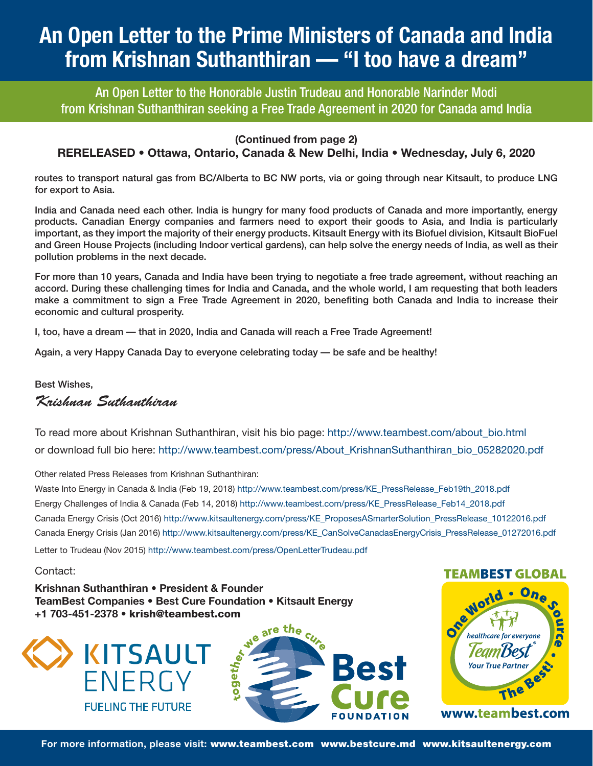# An Open Letter to the Prime Ministers of Canada and India from Krishnan Suthanthiran — "I too have a dream"

## An Open Letter to the Honorable Justin Trudeau and Honorable Narinder Modi from Krishnan Suthanthiran seeking a Free Trade Agreement in 2020 for Canada amd India

**(Continued from page 2)**

**RERELEASED • Ottawa, Ontario, Canada & New Delhi, India • Wednesday, July 6, 2020**

routes to transport natural gas from BC/Alberta to BC NW ports, via or going through near Kitsault, to produce LNG for export to Asia.

India and Canada need each other. India is hungry for many food products of Canada and more importantly, energy products. Canadian Energy companies and farmers need to export their goods to Asia, and India is particularly important, as they import the majority of their energy products. Kitsault Energy with its Biofuel division, Kitsault BioFuel and Green House Projects (including Indoor vertical gardens), can help solve the energy needs of India, as well as their pollution problems in the next decade.

For more than 10 years, Canada and India have been trying to negotiate a free trade agreement, without reaching an accord. During these challenging times for India and Canada, and the whole world, I am requesting that both leaders make a commitment to sign a Free Trade Agreement in 2020, benefiting both Canada and India to increase their economic and cultural prosperity.

I, too, have a dream — that in 2020, India and Canada will reach a Free Trade Agreement!

Again, a very Happy Canada Day to everyone celebrating today — be safe and be healthy!

Best Wishes,

*Krishnan Suthanthiran*

To read more about Krishnan Suthanthiran, visit his bio page: http://www.teambest.com/about_bio.html
or download full bio here: http://www.teambest.com/press/About_KrishnanSuthanthiran_bio_05282020.pdf

Other related Press Releases from Krishnan Suthanthiran:

Waste Into Energy in Canada & India (Feb 19, 2018) http://www.teambest.com/press/KE_PressRelease_Feb19th_2018.pdf

Energy Challenges of India & Canada (Feb 14, 2018) http://www.teambest.com/press/KE_PressRelease_Feb14_2018.pdf

Canada Energy Crisis (Oct 2016) http://www.kitsaultenergy.com/press/KE_ProposesASmarterSolution_PressRelease_10122016.pdf

Canada Energy Crisis (Jan 2016) http://www.kitsaultenergy.com/press/KE_CanSolveCanadasEnergyCrisis_PressRelease_01272016.pdf

Letter to Trudeau (Nov 2015) http://www.teambest.com/press/OpenLetterTrudeau.pdf

Contact:

**Krishnan Suthanthiran • President & Founder**
**TeamBest Companies • Best Cure Foundation • Kitsault Energy**
**+1 703-451-2378 • krish@teambest.com**

KITSAULT ENERGY
FUELING THE FUTURE

together we are the cure
Best Cure FOUNDATION

TEAMBEST GLOBAL
One World • One Source • The Best!
healthcare for everyone
TeamBest®
Your True Partner
www.teambest.com

**For more information, please visit: www.teambest.com www.bestcure.md www.kitsaultenergy.com**